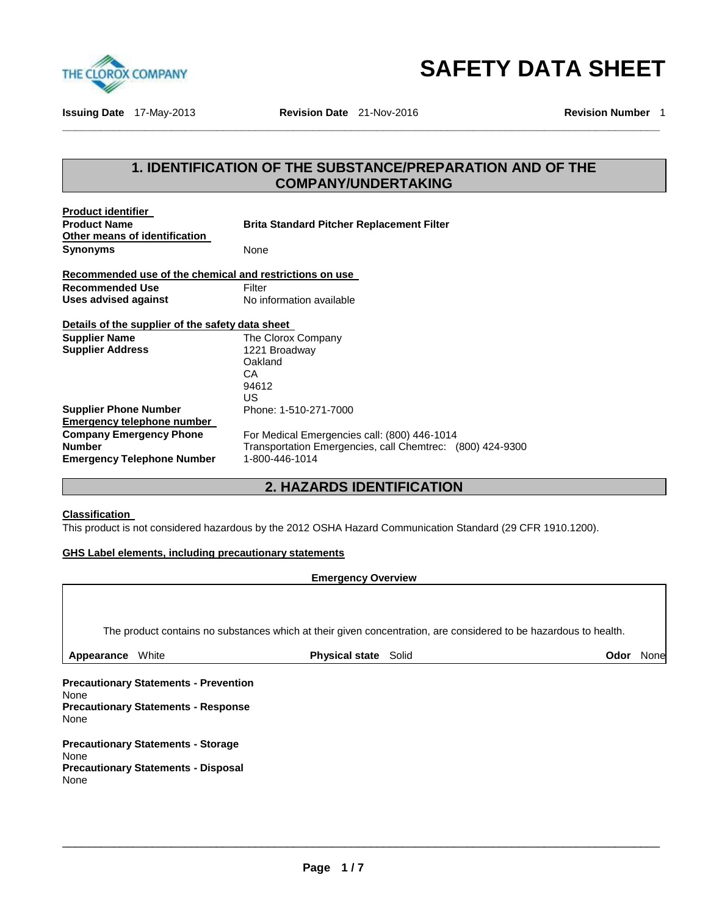# SAFETY DATA SHEET

THE CLOROX COMPANY

**Issuing Date** 17-May-2013 **Revision Date** 21-Nov-2016 **Revision Number** 1

## 1. IDENTIFICATION OF THE SUBSTANCE/PREPARATION AND OF THE COMPANY/UNDERTAKING

**Product identifier**

**Product Name** **Brita Standard Pitcher Replacement Filter**

**Other means of identification**

**Synonyms** None

**Recommended use of the chemical and restrictions on use**

**Recommended Use** Filter

**Uses advised against** No information available

**Details of the supplier of the safety data sheet**

**Supplier Name** The Clorox Company

**Supplier Address** 1221 Broadway
Oakland
CA
94612
US

**Supplier Phone Number** Phone: 1-510-271-7000

**Emergency telephone number**

**Company Emergency Phone Number** For Medical Emergencies call: (800) 446-1014
Transportation Emergencies, call Chemtrec: (800) 424-9300

**Emergency Telephone Number** 1-800-446-1014

## 2. HAZARDS IDENTIFICATION

**Classification**

This product is not considered hazardous by the 2012 OSHA Hazard Communication Standard (29 CFR 1910.1200).

**GHS Label elements, including precautionary statements**

**Emergency Overview**

The product contains no substances which at their given concentration, are considered to be hazardous to health.

**Appearance** White **Physical state** Solid **Odor** None

**Precautionary Statements - Prevention**
None

**Precautionary Statements - Response**
None

**Precautionary Statements - Storage**
None

**Precautionary Statements - Disposal**
None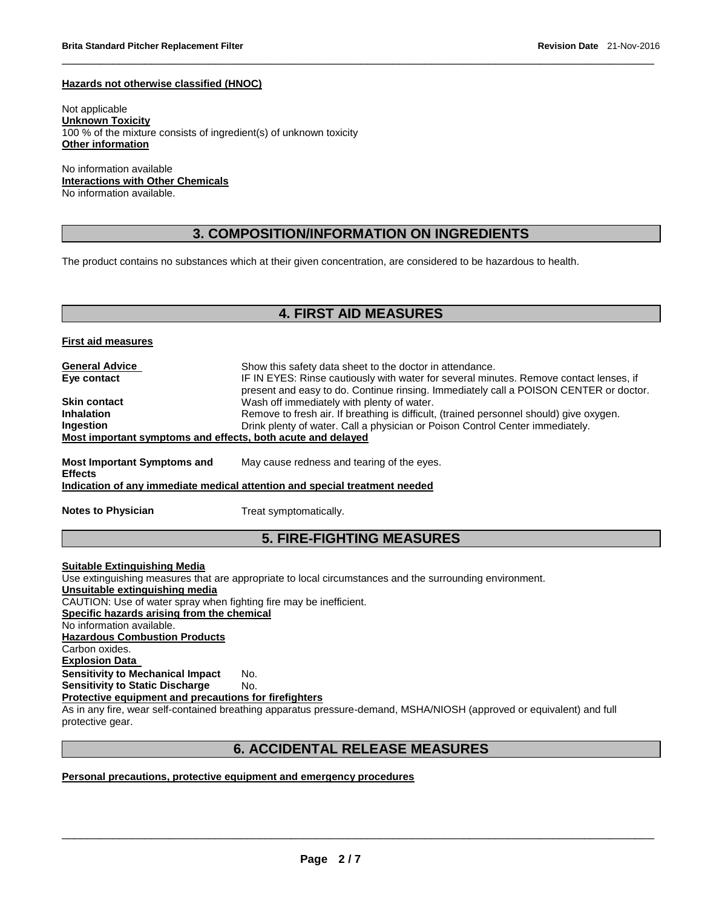**Hazards not otherwise classified (HNOC)**

Not applicable

**Unknown Toxicity**

100 % of the mixture consists of ingredient(s) of unknown toxicity

**Other information**

No information available

**Interactions with Other Chemicals**

No information available.

## 3. COMPOSITION/INFORMATION ON INGREDIENTS

The product contains no substances which at their given concentration, are considered to be hazardous to health.

## 4. FIRST AID MEASURES

**First aid measures**

**General Advice** Show this safety data sheet to the doctor in attendance.

**Eye contact** IF IN EYES: Rinse cautiously with water for several minutes. Remove contact lenses, if present and easy to do. Continue rinsing. Immediately call a POISON CENTER or doctor.

**Skin contact** Wash off immediately with plenty of water.

**Inhalation** Remove to fresh air. If breathing is difficult, (trained personnel should) give oxygen.

**Ingestion** Drink plenty of water. Call a physician or Poison Control Center immediately.

**Most important symptoms and effects, both acute and delayed**

**Most Important Symptoms and Effects** May cause redness and tearing of the eyes.

**Indication of any immediate medical attention and special treatment needed**

**Notes to Physician** Treat symptomatically.

## 5. FIRE-FIGHTING MEASURES

**Suitable Extinguishing Media**

Use extinguishing measures that are appropriate to local circumstances and the surrounding environment.

**Unsuitable extinguishing media**

CAUTION: Use of water spray when fighting fire may be inefficient.

**Specific hazards arising from the chemical**

No information available.

**Hazardous Combustion Products**

Carbon oxides.

**Explosion Data**

**Sensitivity to Mechanical Impact** No.

**Sensitivity to Static Discharge** No.

**Protective equipment and precautions for firefighters**

As in any fire, wear self-contained breathing apparatus pressure-demand, MSHA/NIOSH (approved or equivalent) and full protective gear.

## 6. ACCIDENTAL RELEASE MEASURES

**Personal precautions, protective equipment and emergency procedures**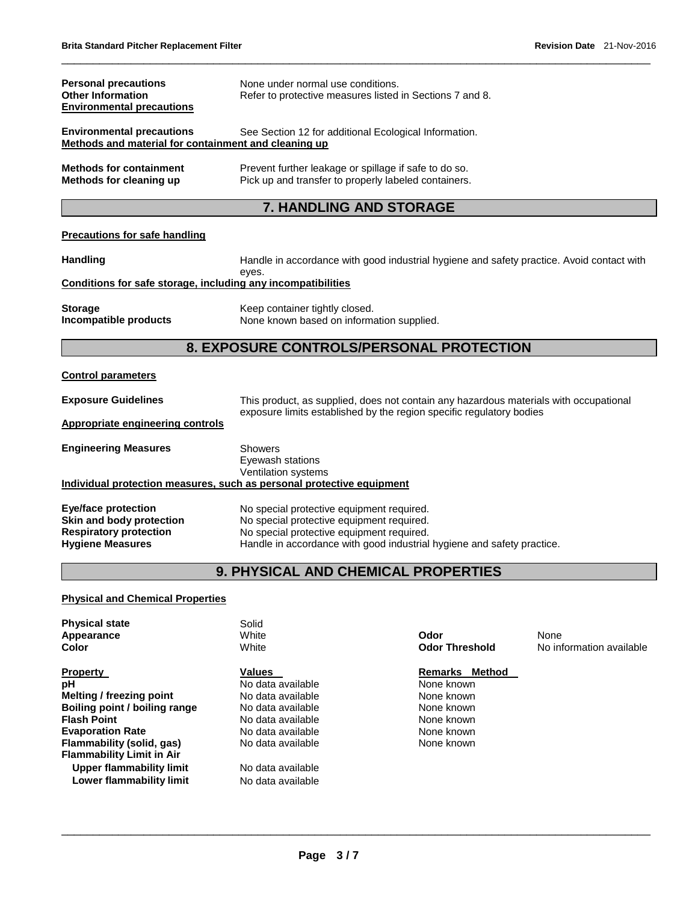**Personal precautions** None under normal use conditions.
**Other Information** Refer to protective measures listed in Sections 7 and 8.

**Environmental precautions**

**Environmental precautions** See Section 12 for additional Ecological Information.

**Methods and material for containment and cleaning up**

**Methods for containment** Prevent further leakage or spillage if safe to do so.
**Methods for cleaning up** Pick up and transfer to properly labeled containers.

## 7. HANDLING AND STORAGE

**Precautions for safe handling**

**Handling** Handle in accordance with good industrial hygiene and safety practice. Avoid contact with eyes.

**Conditions for safe storage, including any incompatibilities**

**Storage** Keep container tightly closed.
**Incompatible products** None known based on information supplied.

## 8. EXPOSURE CONTROLS/PERSONAL PROTECTION

**Control parameters**

**Exposure Guidelines** This product, as supplied, does not contain any hazardous materials with occupational exposure limits established by the region specific regulatory bodies

**Appropriate engineering controls**

**Engineering Measures** Showers
Eyewash stations
Ventilation systems

**Individual protection measures, such as personal protective equipment**

**Eye/face protection** No special protective equipment required.
**Skin and body protection** No special protective equipment required.
**Respiratory protection** No special protective equipment required.
**Hygiene Measures** Handle in accordance with good industrial hygiene and safety practice.

## 9. PHYSICAL AND CHEMICAL PROPERTIES

**Physical and Chemical Properties**

**Physical state** Solid
**Appearance** White
**Color** White
**Odor** None
**Odor Threshold** No information available

| Property | Values | Remarks Method |
|---|---|---|
| pH | No data available | None known |
| Melting / freezing point | No data available | None known |
| Boiling point / boiling range | No data available | None known |
| Flash Point | No data available | None known |
| Evaporation Rate | No data available | None known |
| Flammability (solid, gas) | No data available | None known |
| Flammability Limit in Air | | |
| Upper flammability limit | No data available | |
| Lower flammability limit | No data available | |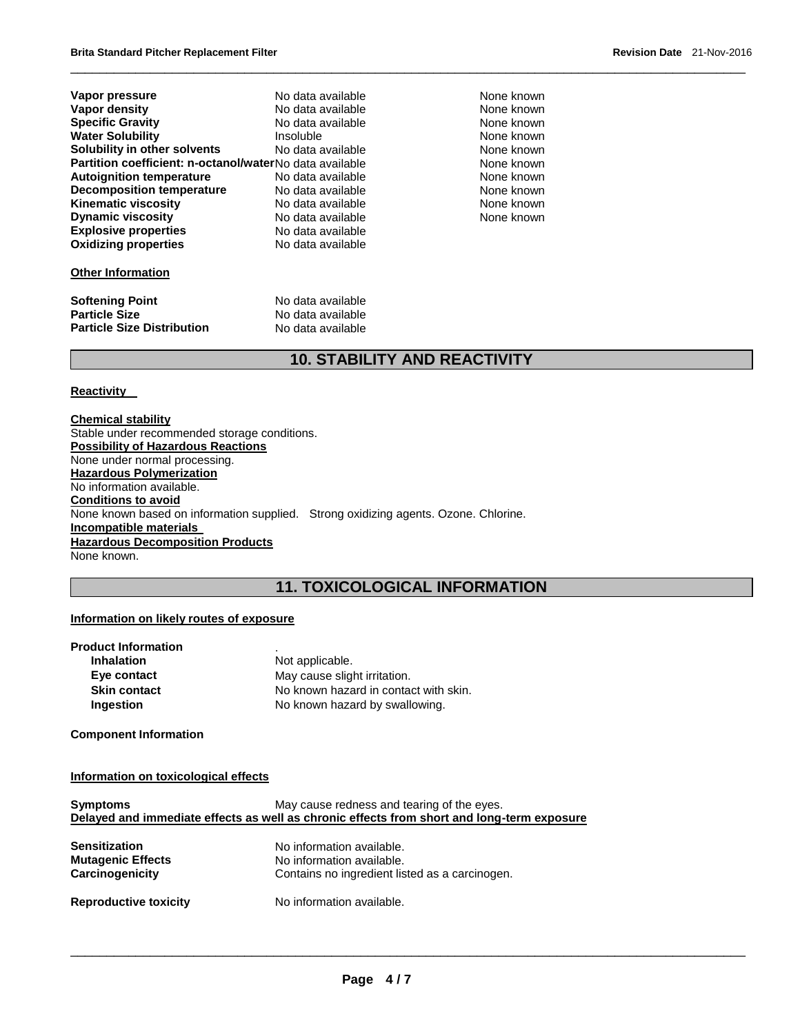| Property | Values | Remarks • Method |
|---|---|---|
| **Vapor pressure** | No data available | None known |
| **Vapor density** | No data available | None known |
| **Specific Gravity** | No data available | None known |
| **Water Solubility** | Insoluble | None known |
| **Solubility in other solvents** | No data available | None known |
| **Partition coefficient: n-octanol/water** | No data available | None known |
| **Autoignition temperature** | No data available | None known |
| **Decomposition temperature** | No data available | None known |
| **Kinematic viscosity** | No data available | None known |
| **Dynamic viscosity** | No data available | None known |
| **Explosive properties** | No data available | |
| **Oxidizing properties** | No data available | |

**Other Information**

| | |
|---|---|
| **Softening Point** | No data available |
| **Particle Size** | No data available |
| **Particle Size Distribution** | No data available |

## 10. STABILITY AND REACTIVITY

**Reactivity**

**Chemical stability**
Stable under recommended storage conditions.

**Possibility of Hazardous Reactions**
None under normal processing.

**Hazardous Polymerization**
No information available.

**Conditions to avoid**
None known based on information supplied. Strong oxidizing agents. Ozone. Chlorine.

**Incompatible materials**

**Hazardous Decomposition Products**
None known.

## 11. TOXICOLOGICAL INFORMATION

**Information on likely routes of exposure**

**Product Information** .

| | |
|---|---|
| **Inhalation** | Not applicable. |
| **Eye contact** | May cause slight irritation. |
| **Skin contact** | No known hazard in contact with skin. |
| **Ingestion** | No known hazard by swallowing. |

**Component Information**

**Information on toxicological effects**

**Symptoms** May cause redness and tearing of the eyes.

**Delayed and immediate effects as well as chronic effects from short and long-term exposure**

| | |
|---|---|
| **Sensitization** | No information available. |
| **Mutagenic Effects** | No information available. |
| **Carcinogenicity** | Contains no ingredient listed as a carcinogen. |
| **Reproductive toxicity** | No information available. |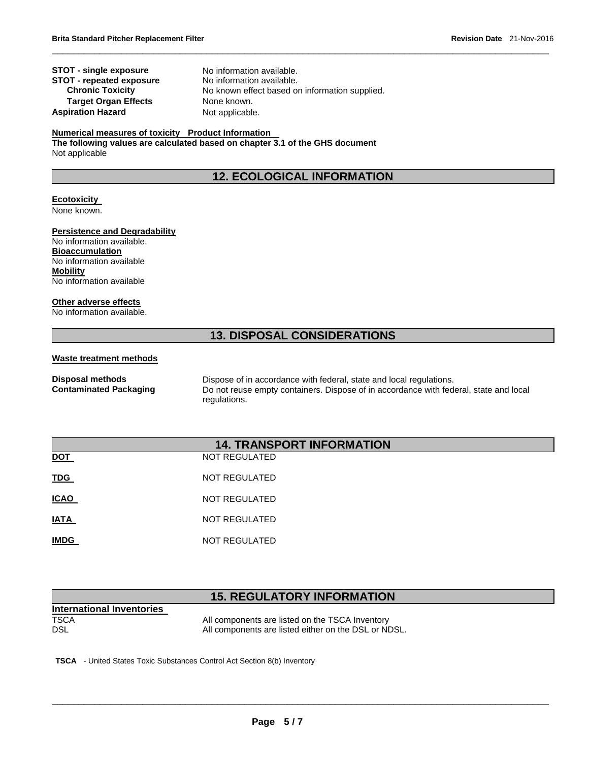| | |
|---|---|
| **STOT - single exposure** | No information available. |
| **STOT - repeated exposure** | No information available. |
| **Chronic Toxicity** | No known effect based on information supplied. |
| **Target Organ Effects** | None known. |
| **Aspiration Hazard** | Not applicable. |

**Numerical measures of toxicity Product Information**
**The following values are calculated based on chapter 3.1 of the GHS document**
Not applicable

## 12. ECOLOGICAL INFORMATION

**Ecotoxicity**
None known.

**Persistence and Degradability**
No information available.
**Bioaccumulation**
No information available
**Mobility**
No information available

**Other adverse effects**
No information available.

## 13. DISPOSAL CONSIDERATIONS

**Waste treatment methods**

| | |
|---|---|
| **Disposal methods** | Dispose of in accordance with federal, state and local regulations. |
| **Contaminated Packaging** | Do not reuse empty containers. Dispose of in accordance with federal, state and local regulations. |

## 14. TRANSPORT INFORMATION

| | |
|---|---|
| **DOT** | NOT REGULATED |
| **TDG** | NOT REGULATED |
| **ICAO** | NOT REGULATED |
| **IATA** | NOT REGULATED |
| **IMDG** | NOT REGULATED |

## 15. REGULATORY INFORMATION

**International Inventories**

| | |
|---|---|
| TSCA | All components are listed on the TSCA Inventory |
| DSL | All components are listed either on the DSL or NDSL. |

**TSCA** - United States Toxic Substances Control Act Section 8(b) Inventory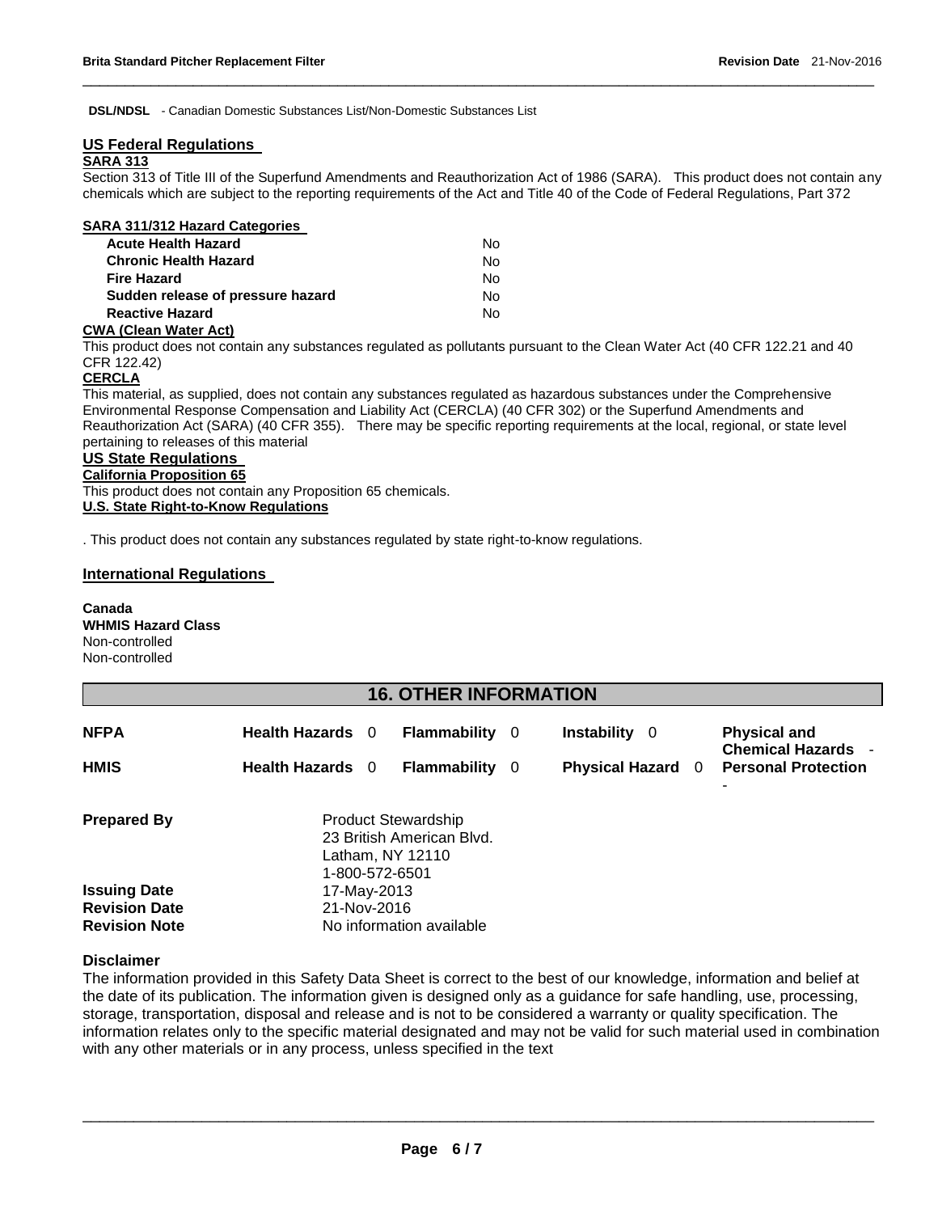**DSL/NDSL** - Canadian Domestic Substances List/Non-Domestic Substances List

## US Federal Regulations

**SARA 313**

Section 313 of Title III of the Superfund Amendments and Reauthorization Act of 1986 (SARA). This product does not contain any chemicals which are subject to the reporting requirements of the Act and Title 40 of the Code of Federal Regulations, Part 372

**SARA 311/312 Hazard Categories**

| | |
|---|---|
| **Acute Health Hazard** | No |
| **Chronic Health Hazard** | No |
| **Fire Hazard** | No |
| **Sudden release of pressure hazard** | No |
| **Reactive Hazard** | No |

**CWA (Clean Water Act)**

This product does not contain any substances regulated as pollutants pursuant to the Clean Water Act (40 CFR 122.21 and 40 CFR 122.42)

**CERCLA**

This material, as supplied, does not contain any substances regulated as hazardous substances under the Comprehensive Environmental Response Compensation and Liability Act (CERCLA) (40 CFR 302) or the Superfund Amendments and Reauthorization Act (SARA) (40 CFR 355). There may be specific reporting requirements at the local, regional, or state level pertaining to releases of this material

## US State Regulations

**California Proposition 65**

This product does not contain any Proposition 65 chemicals.

**U.S. State Right-to-Know Regulations**

. This product does not contain any substances regulated by state right-to-know regulations.

## International Regulations

**Canada**
**WHMIS Hazard Class**
Non-controlled
Non-controlled

## 16. OTHER INFORMATION

| | | | | |
|---|---|---|---|---|
| **NFPA** | **Health Hazards** 0 | **Flammability** 0 | **Instability** 0 | **Physical and Chemical Hazards** - |
| **HMIS** | **Health Hazards** 0 | **Flammability** 0 | **Physical Hazard** 0 | **Personal Protection** - |

**Prepared By** Product Stewardship
23 British American Blvd.
Latham, NY 12110
1-800-572-6501

**Issuing Date** 17-May-2013
**Revision Date** 21-Nov-2016
**Revision Note** No information available

### Disclaimer

The information provided in this Safety Data Sheet is correct to the best of our knowledge, information and belief at the date of its publication. The information given is designed only as a guidance for safe handling, use, processing, storage, transportation, disposal and release and is not to be considered a warranty or quality specification. The information relates only to the specific material designated and may not be valid for such material used in combination with any other materials or in any process, unless specified in the text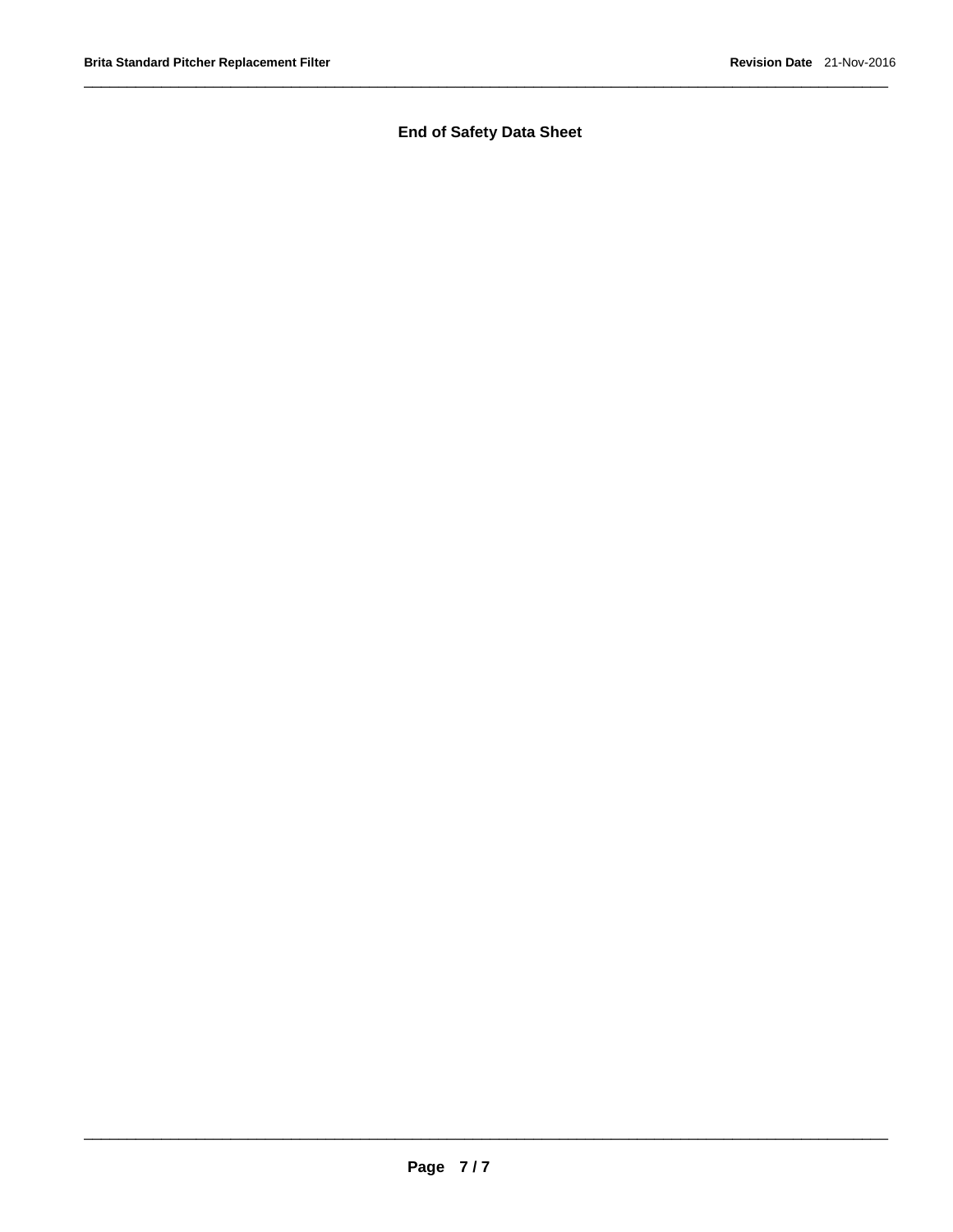**End of Safety Data Sheet**